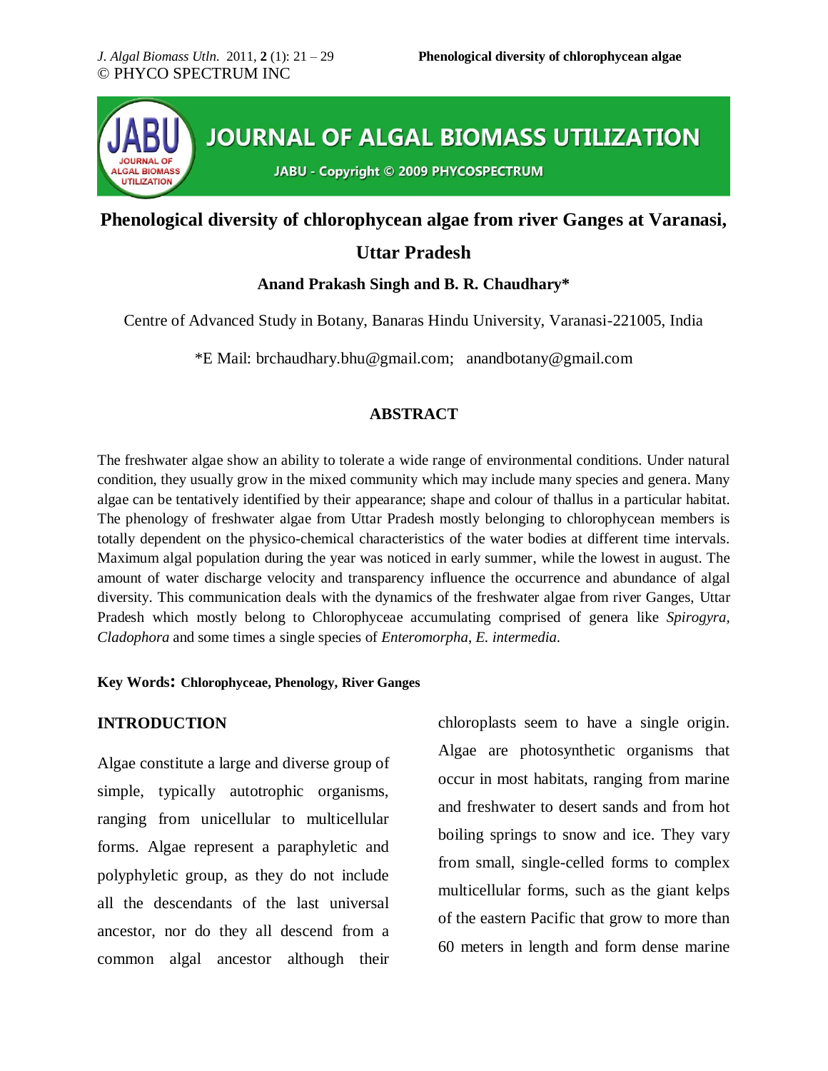# Phenological diversity of chlorophycean algae from river Ganges at Varanasi, Uttar Pradesh

**Anand Prakash Singh and B. R. Chaudhary***

Centre of Advanced Study in Botany, Banaras Hindu University, Varanasi-221005, India

*E Mail: brchaudhary.bhu@gmail.com; anandbotany@gmail.com

## ABSTRACT

The freshwater algae show an ability to tolerate a wide range of environmental conditions. Under natural condition, they usually grow in the mixed community which may include many species and genera. Many algae can be tentatively identified by their appearance; shape and colour of thallus in a particular habitat. The phenology of freshwater algae from Uttar Pradesh mostly belonging to chlorophycean members is totally dependent on the physico-chemical characteristics of the water bodies at different time intervals. Maximum algal population during the year was noticed in early summer, while the lowest in august. The amount of water discharge velocity and transparency influence the occurrence and abundance of algal diversity. This communication deals with the dynamics of the freshwater algae from river Ganges, Uttar Pradesh which mostly belong to Chlorophyceae accumulating comprised of genera like *Spirogyra, Cladophora* and some times a single species of *Enteromorpha*, *E. intermedia*.

**Key Words: Chlorophyceae, Phenology, River Ganges**

## INTRODUCTION

Algae constitute a large and diverse group of simple, typically autotrophic organisms, ranging from unicellular to multicellular forms. Algae represent a paraphyletic and polyphyletic group, as they do not include all the descendants of the last universal ancestor, nor do they all descend from a common algal ancestor although their chloroplasts seem to have a single origin. Algae are photosynthetic organisms that occur in most habitats, ranging from marine and freshwater to desert sands and from hot boiling springs to snow and ice. They vary from small, single-celled forms to complex multicellular forms, such as the giant kelps of the eastern Pacific that grow to more than 60 meters in length and form dense marine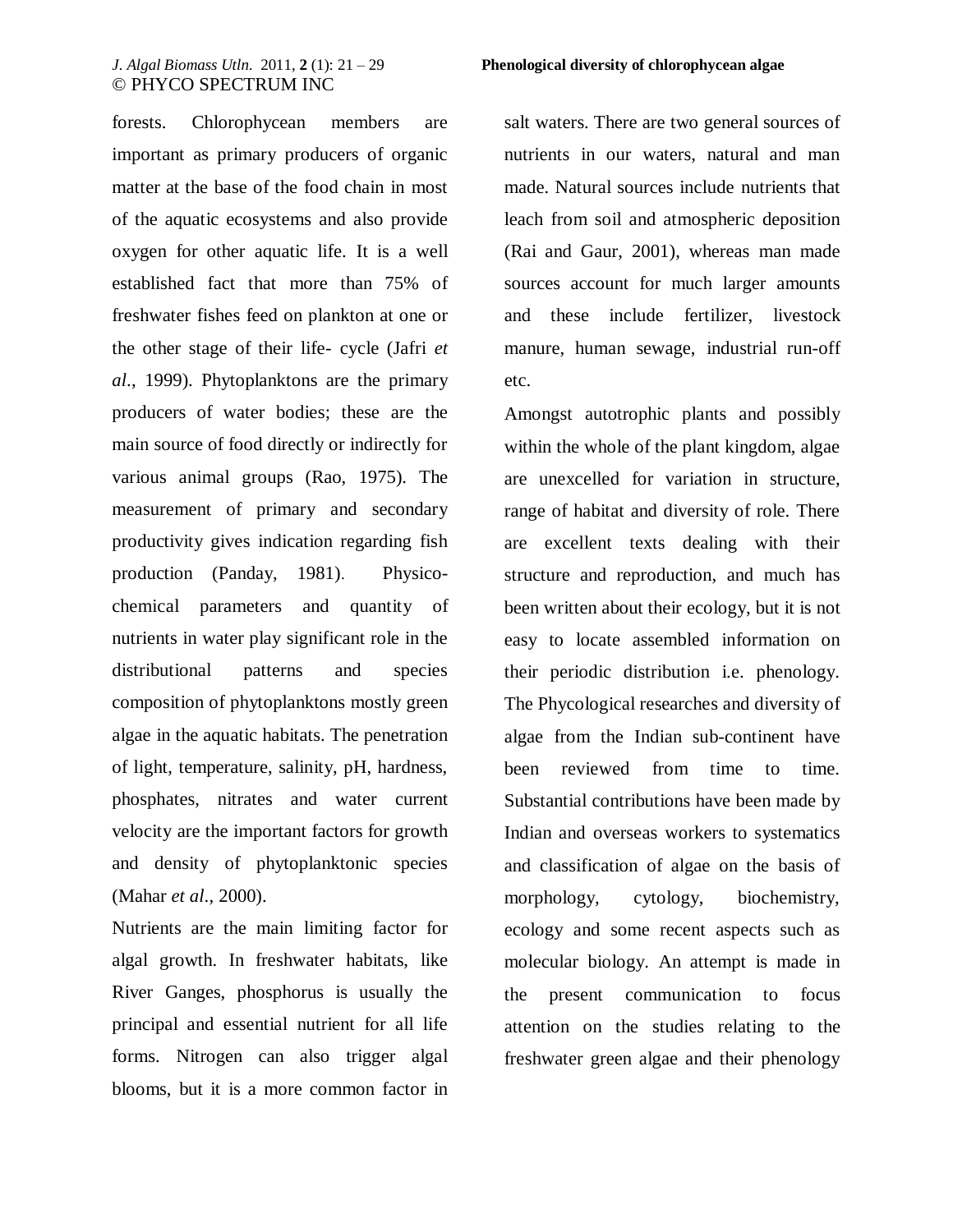forests. Chlorophycean members are important as primary producers of organic matter at the base of the food chain in most of the aquatic ecosystems and also provide oxygen for other aquatic life. It is a well established fact that more than 75% of freshwater fishes feed on plankton at one or the other stage of their life- cycle (Jafri *et al*., 1999). Phytoplanktons are the primary producers of water bodies; these are the main source of food directly or indirectly for various animal groups (Rao, 1975). The measurement of primary and secondary productivity gives indication regarding fish production (Panday, 1981). Physico-chemical parameters and quantity of nutrients in water play significant role in the distributional patterns and species composition of phytoplanktons mostly green algae in the aquatic habitats. The penetration of light, temperature, salinity, pH, hardness, phosphates, nitrates and water current velocity are the important factors for growth and density of phytoplanktonic species (Mahar *et al*., 2000).

Nutrients are the main limiting factor for algal growth. In freshwater habitats, like River Ganges, phosphorus is usually the principal and essential nutrient for all life forms. Nitrogen can also trigger algal blooms, but it is a more common factor in salt waters. There are two general sources of nutrients in our waters, natural and man made. Natural sources include nutrients that leach from soil and atmospheric deposition (Rai and Gaur, 2001), whereas man made sources account for much larger amounts and these include fertilizer, livestock manure, human sewage, industrial run-off etc.

Amongst autotrophic plants and possibly within the whole of the plant kingdom, algae are unexcelled for variation in structure, range of habitat and diversity of role. There are excellent texts dealing with their structure and reproduction, and much has been written about their ecology, but it is not easy to locate assembled information on their periodic distribution i.e. phenology. The Phycological researches and diversity of algae from the Indian sub-continent have been reviewed from time to time. Substantial contributions have been made by Indian and overseas workers to systematics and classification of algae on the basis of morphology, cytology, biochemistry, ecology and some recent aspects such as molecular biology. An attempt is made in the present communication to focus attention on the studies relating to the freshwater green algae and their phenology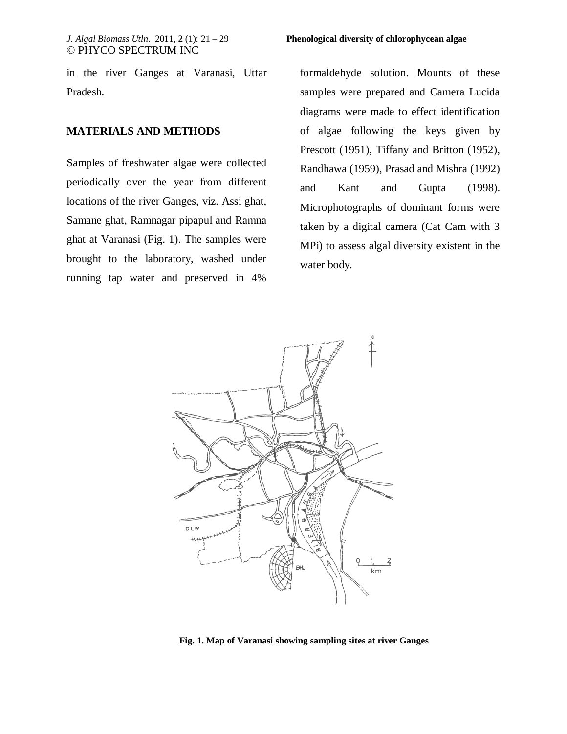in the river Ganges at Varanasi, Uttar Pradesh.

## MATERIALS AND METHODS

Samples of freshwater algae were collected periodically over the year from different locations of the river Ganges, viz. Assi ghat, Samane ghat, Ramnagar pipapul and Ramna ghat at Varanasi (Fig. 1). The samples were brought to the laboratory, washed under running tap water and preserved in 4% formaldehyde solution. Mounts of these samples were prepared and Camera Lucida diagrams were made to effect identification of algae following the keys given by Prescott (1951), Tiffany and Britton (1952), Randhawa (1959), Prasad and Mishra (1992) and Kant and Gupta (1998). Microphotographs of dominant forms were taken by a digital camera (Cat Cam with 3 MPi) to assess algal diversity existent in the water body.

**Fig. 1. Map of Varanasi showing sampling sites at river Ganges**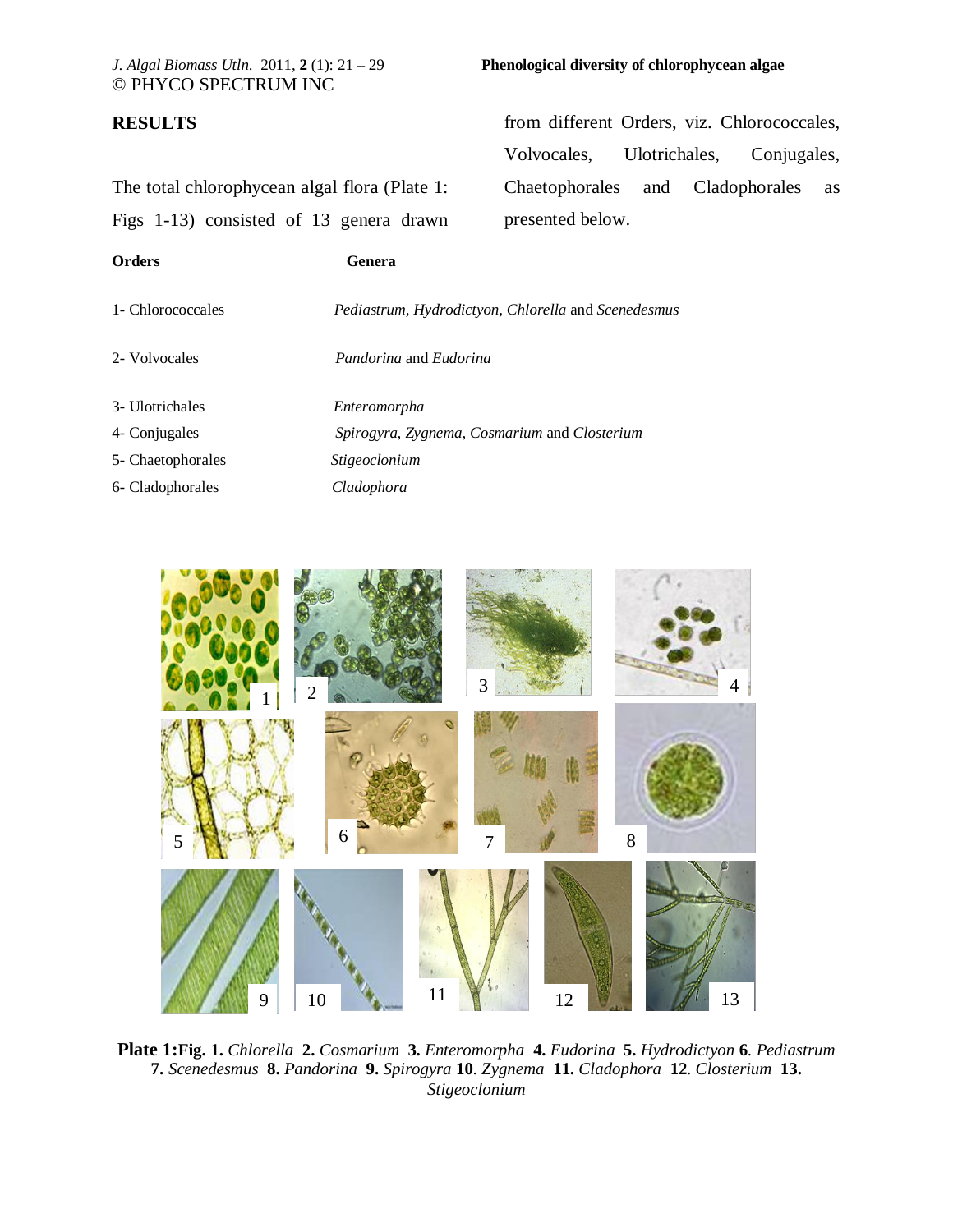## RESULTS

The total chlorophycean algal flora (Plate 1: Figs 1-13) consisted of 13 genera drawn from different Orders, viz. Chlorococcales, Volvocales, Ulotrichales, Conjugales, Chaetophorales and Cladophorales as presented below.

| Orders | Genera |
|---|---|
| 1- Chlorococcales | *Pediastrum, Hydrodictyon, Chlorella* and *Scenedesmus* |
| 2- Volvocales | *Pandorina* and *Eudorina* |
| 3- Ulotrichales | *Enteromorpha* |
| 4- Conjugales | *Spirogyra, Zygnema, Cosmarium* and *Closterium* |
| 5- Chaetophorales | *Stigeoclonium* |
| 6- Cladophorales | *Cladophora* |

**Plate 1:Fig. 1.** *Chlorella* **2.** *Cosmarium* **3.** *Enteromorpha* **4.** *Eudorina* **5.** *Hydrodictyon* **6.** *Pediastrum* **7.** *Scenedesmus* **8.** *Pandorina* **9.** *Spirogyra* **10.** *Zygnema* **11.** *Cladophora* **12.** *Closterium* **13.** *Stigeoclonium*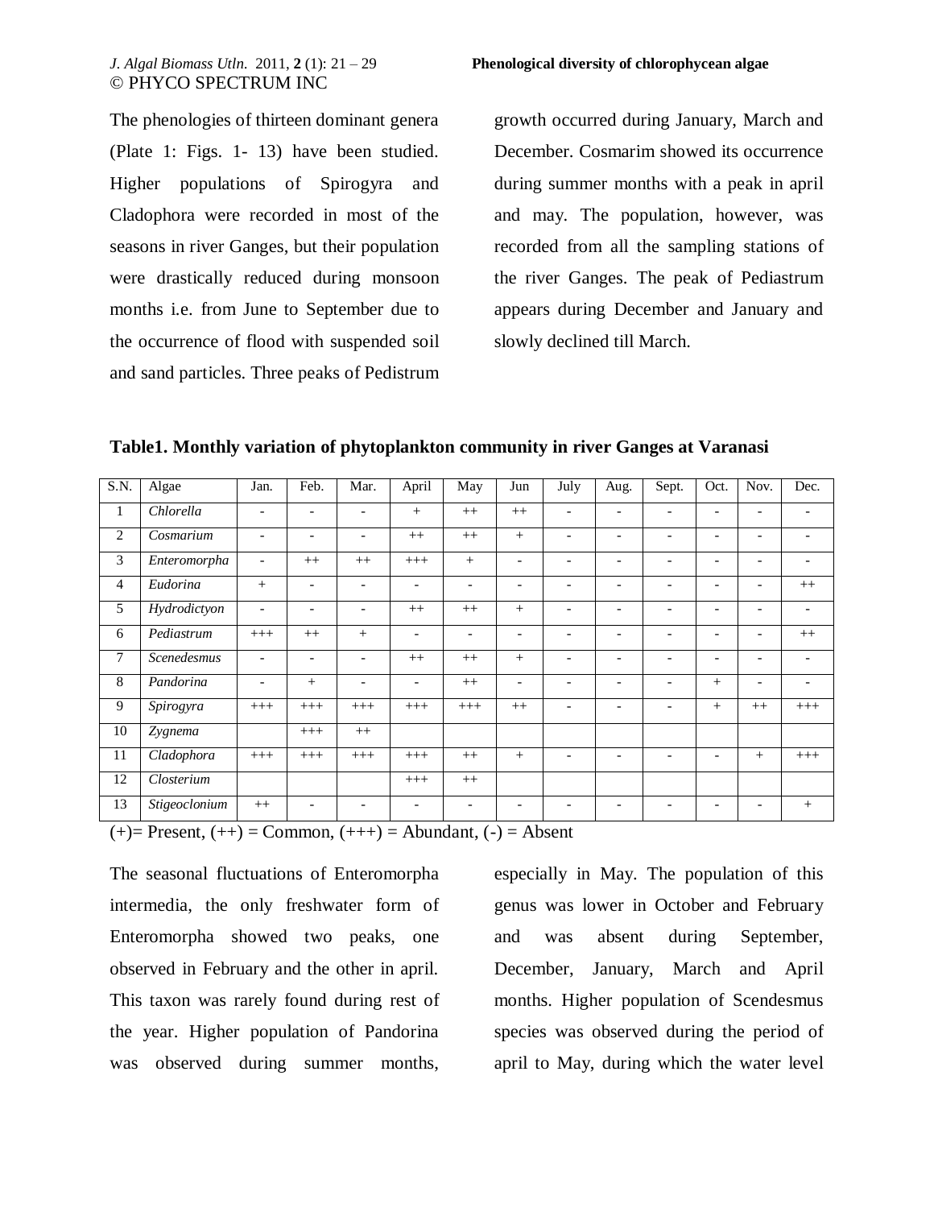The phenologies of thirteen dominant genera (Plate 1: Figs. 1- 13) have been studied. Higher populations of Spirogyra and Cladophora were recorded in most of the seasons in river Ganges, but their population were drastically reduced during monsoon months i.e. from June to September due to the occurrence of flood with suspended soil and sand particles. Three peaks of Pedistrum growth occurred during January, March and December. Cosmarim showed its occurrence during summer months with a peak in april and may. The population, however, was recorded from all the sampling stations of the river Ganges. The peak of Pediastrum appears during December and January and slowly declined till March.

**Table1. Monthly variation of phytoplankton community in river Ganges at Varanasi**

| S.N. | Algae | Jan. | Feb. | Mar. | April | May | Jun | July | Aug. | Sept. | Oct. | Nov. | Dec. |
|---|---|---|---|---|---|---|---|---|---|---|---|---|---|
| 1 | *Chlorella* | - | - | - | + | ++ | ++ | - | - | - | - | - | - |
| 2 | *Cosmarium* | - | - | - | ++ | ++ | + | - | - | - | - | - | - |
| 3 | *Enteromorpha* | - | ++ | ++ | +++ | + | - | - | - | - | - | - | - |
| 4 | *Eudorina* | + | - | - | - | - | - | - | - | - | - | - | ++ |
| 5 | *Hydrodictyon* | - | - | - | ++ | ++ | + | - | - | - | - | - | - |
| 6 | *Pediastrum* | +++ | ++ | + | - | - | - | - | - | - | - | - | ++ |
| 7 | *Scenedesmus* | - | - | - | ++ | ++ | + | - | - | - | - | - | - |
| 8 | *Pandorina* | - | + | - | - | ++ | - | - | - | - | + | - | - |
| 9 | *Spirogyra* | +++ | +++ | +++ | +++ | +++ | ++ | - | - | - | + | ++ | +++ |
| 10 | *Zygnema* | | +++ | ++ | | | | | | | | | |
| 11 | *Cladophora* | +++ | +++ | +++ | +++ | ++ | + | - | - | - | - | + | +++ |
| 12 | *Closterium* | | | | +++ | ++ | | | | | | | |
| 13 | *Stigeoclonium* | ++ | - | - | - | - | - | - | - | - | - | - | + |

(+)= Present, (++) = Common, (+++) = Abundant, (-) = Absent

The seasonal fluctuations of Enteromorpha intermedia, the only freshwater form of Enteromorpha showed two peaks, one observed in February and the other in april. This taxon was rarely found during rest of the year. Higher population of Pandorina was observed during summer months, especially in May. The population of this genus was lower in October and February and was absent during September, December, January, March and April months. Higher population of Scendesmus species was observed during the period of april to May, during which the water level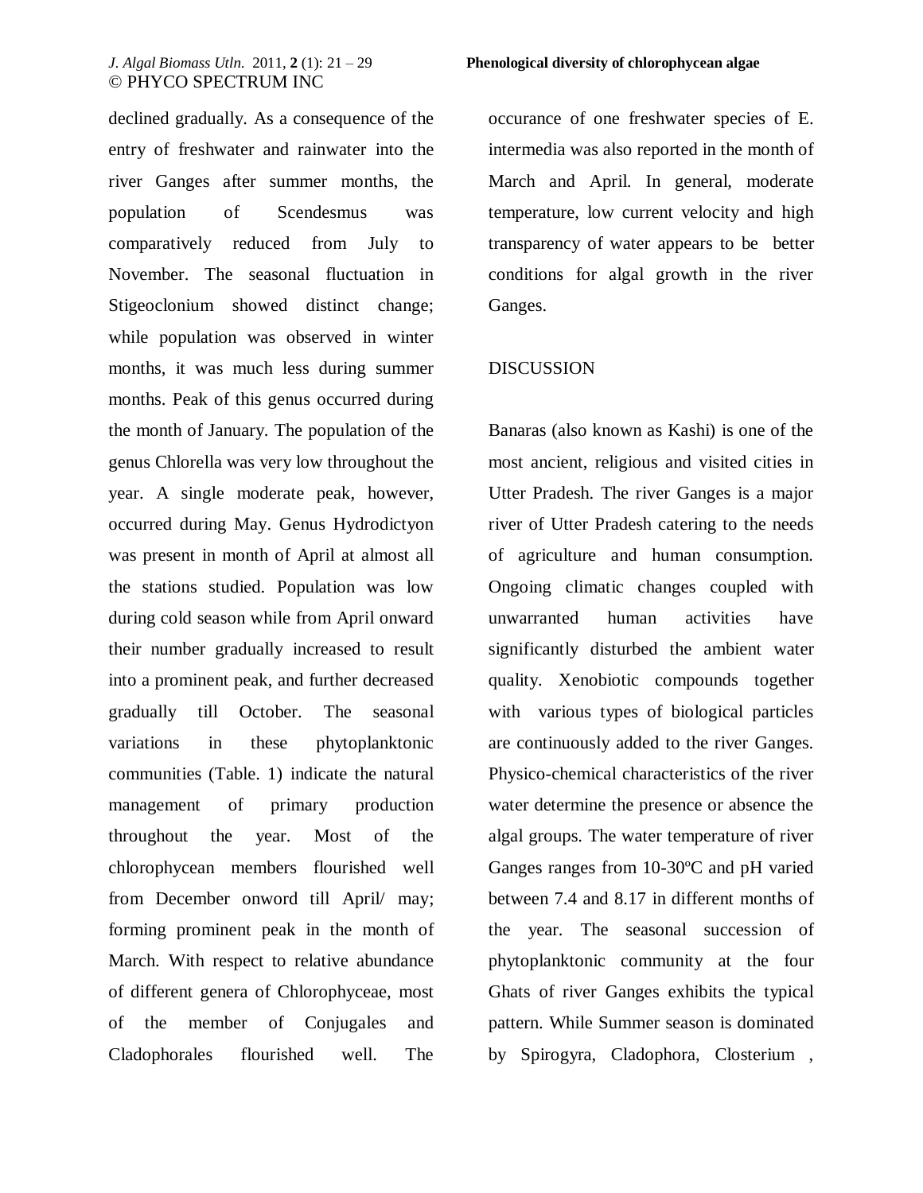declined gradually. As a consequence of the entry of freshwater and rainwater into the river Ganges after summer months, the population of Scendesmus was comparatively reduced from July to November. The seasonal fluctuation in Stigeoclonium showed distinct change; while population was observed in winter months, it was much less during summer months. Peak of this genus occurred during the month of January. The population of the genus Chlorella was very low throughout the year. A single moderate peak, however, occurred during May. Genus Hydrodictyon was present in month of April at almost all the stations studied. Population was low during cold season while from April onward their number gradually increased to result into a prominent peak, and further decreased gradually till October. The seasonal variations in these phytoplanktonic communities (Table. 1) indicate the natural management of primary production throughout the year. Most of the chlorophycean members flourished well from December onword till April/ may; forming prominent peak in the month of March. With respect to relative abundance of different genera of Chlorophyceae, most of the member of Conjugales and Cladophorales flourished well. The occurance of one freshwater species of E. intermedia was also reported in the month of March and April. In general, moderate temperature, low current velocity and high transparency of water appears to be better conditions for algal growth in the river Ganges.

## DISCUSSION

Banaras (also known as Kashi) is one of the most ancient, religious and visited cities in Utter Pradesh. The river Ganges is a major river of Utter Pradesh catering to the needs of agriculture and human consumption. Ongoing climatic changes coupled with unwarranted human activities have significantly disturbed the ambient water quality. Xenobiotic compounds together with various types of biological particles are continuously added to the river Ganges. Physico-chemical characteristics of the river water determine the presence or absence the algal groups. The water temperature of river Ganges ranges from 10-30ºC and pH varied between 7.4 and 8.17 in different months of the year. The seasonal succession of phytoplanktonic community at the four Ghats of river Ganges exhibits the typical pattern. While Summer season is dominated by Spirogyra, Cladophora, Closterium ,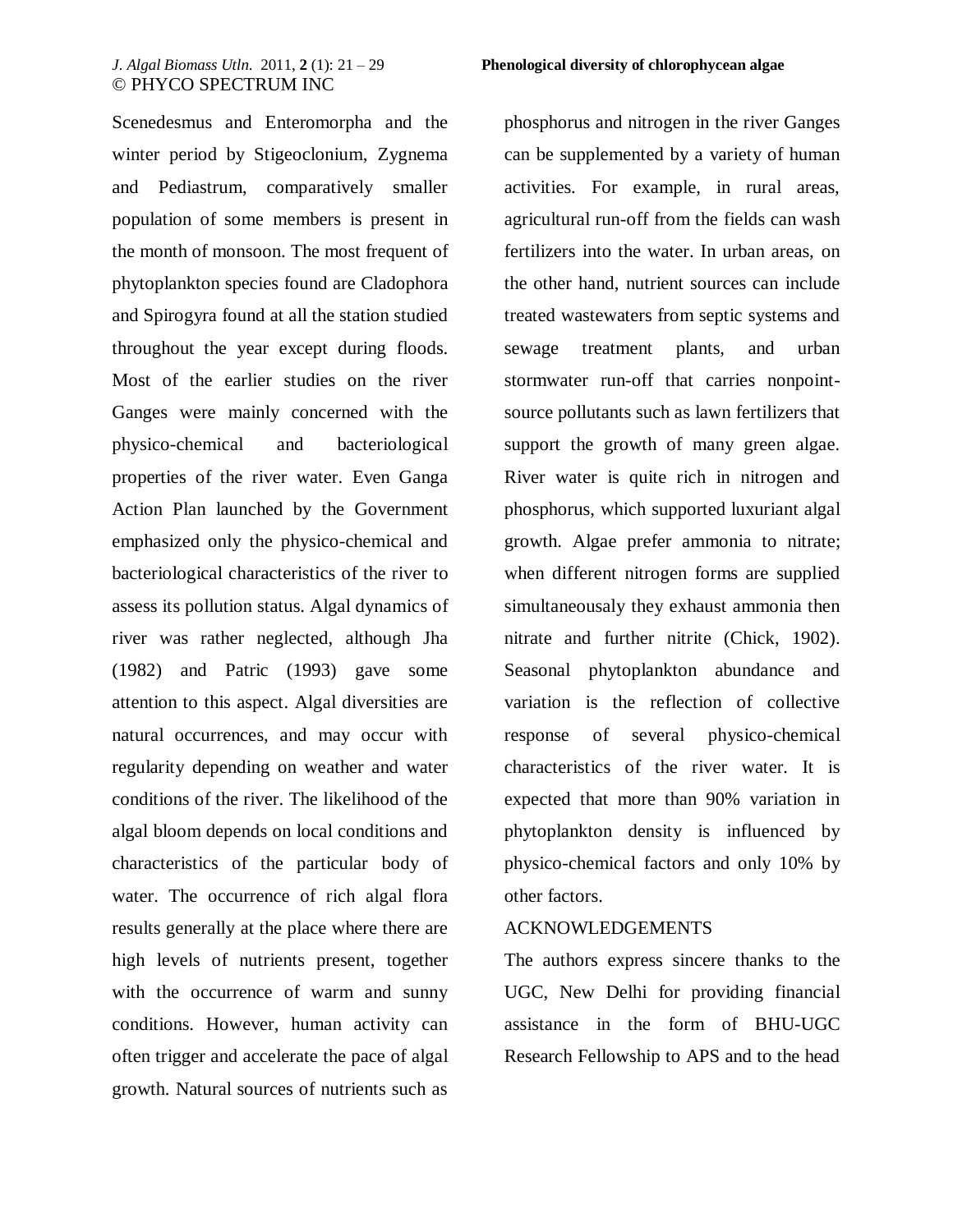Scenedesmus and Enteromorpha and the winter period by Stigeoclonium, Zygnema and Pediastrum, comparatively smaller population of some members is present in the month of monsoon. The most frequent of phytoplankton species found are Cladophora and Spirogyra found at all the station studied throughout the year except during floods. Most of the earlier studies on the river Ganges were mainly concerned with the physico-chemical and bacteriological properties of the river water. Even Ganga Action Plan launched by the Government emphasized only the physico-chemical and bacteriological characteristics of the river to assess its pollution status. Algal dynamics of river was rather neglected, although Jha (1982) and Patric (1993) gave some attention to this aspect. Algal diversities are natural occurrences, and may occur with regularity depending on weather and water conditions of the river. The likelihood of the algal bloom depends on local conditions and characteristics of the particular body of water. The occurrence of rich algal flora results generally at the place where there are high levels of nutrients present, together with the occurrence of warm and sunny conditions. However, human activity can often trigger and accelerate the pace of algal growth. Natural sources of nutrients such as phosphorus and nitrogen in the river Ganges can be supplemented by a variety of human activities. For example, in rural areas, agricultural run-off from the fields can wash fertilizers into the water. In urban areas, on the other hand, nutrient sources can include treated wastewaters from septic systems and sewage treatment plants, and urban stormwater run-off that carries nonpoint-source pollutants such as lawn fertilizers that support the growth of many green algae. River water is quite rich in nitrogen and phosphorus, which supported luxuriant algal growth. Algae prefer ammonia to nitrate; when different nitrogen forms are supplied simultaneousaly they exhaust ammonia then nitrate and further nitrite (Chick, 1902). Seasonal phytoplankton abundance and variation is the reflection of collective response of several physico-chemical characteristics of the river water. It is expected that more than 90% variation in phytoplankton density is influenced by physico-chemical factors and only 10% by other factors.

## ACKNOWLEDGEMENTS

The authors express sincere thanks to the UGC, New Delhi for providing financial assistance in the form of BHU-UGC Research Fellowship to APS and to the head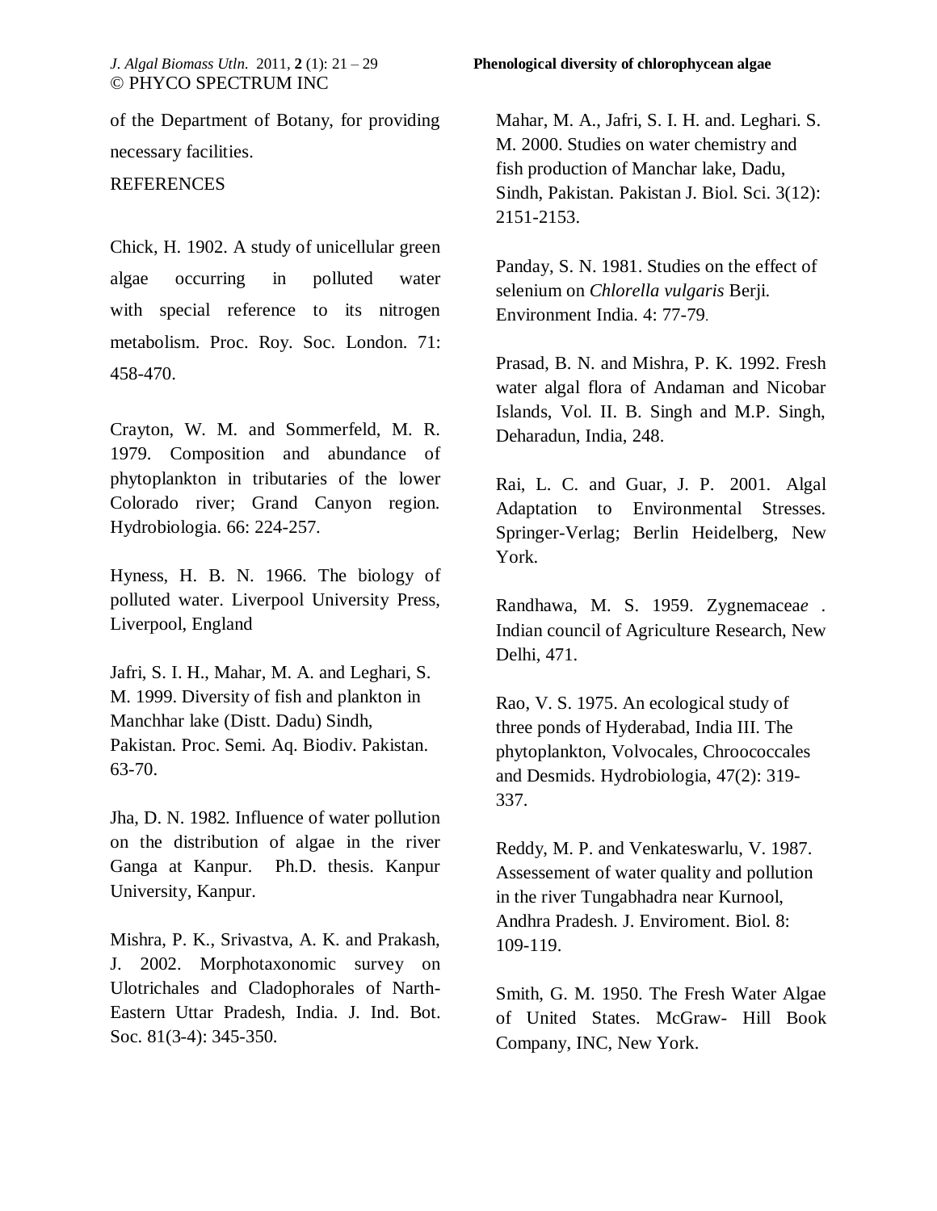of the Department of Botany, for providing necessary facilities.

## REFERENCES

Chick, H. 1902. A study of unicellular green algae occurring in polluted water with special reference to its nitrogen metabolism. Proc. Roy. Soc. London. 71: 458-470.

Crayton, W. M. and Sommerfeld, M. R. 1979. Composition and abundance of phytoplankton in tributaries of the lower Colorado river; Grand Canyon region. Hydrobiologia. 66: 224-257.

Hyness, H. B. N. 1966. The biology of polluted water. Liverpool University Press, Liverpool, England

Jafri, S. I. H., Mahar, M. A. and Leghari, S. M. 1999. Diversity of fish and plankton in Manchhar lake (Distt. Dadu) Sindh, Pakistan. Proc. Semi. Aq. Biodiv. Pakistan. 63-70.

Jha, D. N. 1982. Influence of water pollution on the distribution of algae in the river Ganga at Kanpur. Ph.D. thesis. Kanpur University, Kanpur.

Mishra, P. K., Srivastva, A. K. and Prakash, J. 2002. Morphotaxonomic survey on Ulotrichales and Cladophorales of North-Eastern Uttar Pradesh, India. J. Ind. Bot. Soc. 81(3-4): 345-350.

Mahar, M. A., Jafri, S. I. H. and. Leghari. S. M. 2000. Studies on water chemistry and fish production of Manchar lake, Dadu, Sindh, Pakistan. Pakistan J. Biol. Sci. 3(12): 2151-2153.

Panday, S. N. 1981. Studies on the effect of selenium on *Chlorella vulgaris* Berji. Environment India. 4: 77-79.

Prasad, B. N. and Mishra, P. K. 1992. Fresh water algal flora of Andaman and Nicobar Islands, Vol. II. B. Singh and M.P. Singh, Deharadun, India, 248.

Rai, L. C. and Guar, J. P. 2001. Algal Adaptation to Environmental Stresses. Springer-Verlag; Berlin Heidelberg, New York.

Randhawa, M. S. 1959. Zygnemacea*e* . Indian council of Agriculture Research, New Delhi, 471.

Rao, V. S. 1975. An ecological study of three ponds of Hyderabad, India III. The phytoplankton, Volvocales, Chroococcales and Desmids. Hydrobiologia, 47(2): 319-337.

Reddy, M. P. and Venkateswarlu, V. 1987. Assessement of water quality and pollution in the river Tungabhadra near Kurnool, Andhra Pradesh. J. Enviroment. Biol. 8: 109-119.

Smith, G. M. 1950. The Fresh Water Algae of United States. McGraw- Hill Book Company, INC, New York.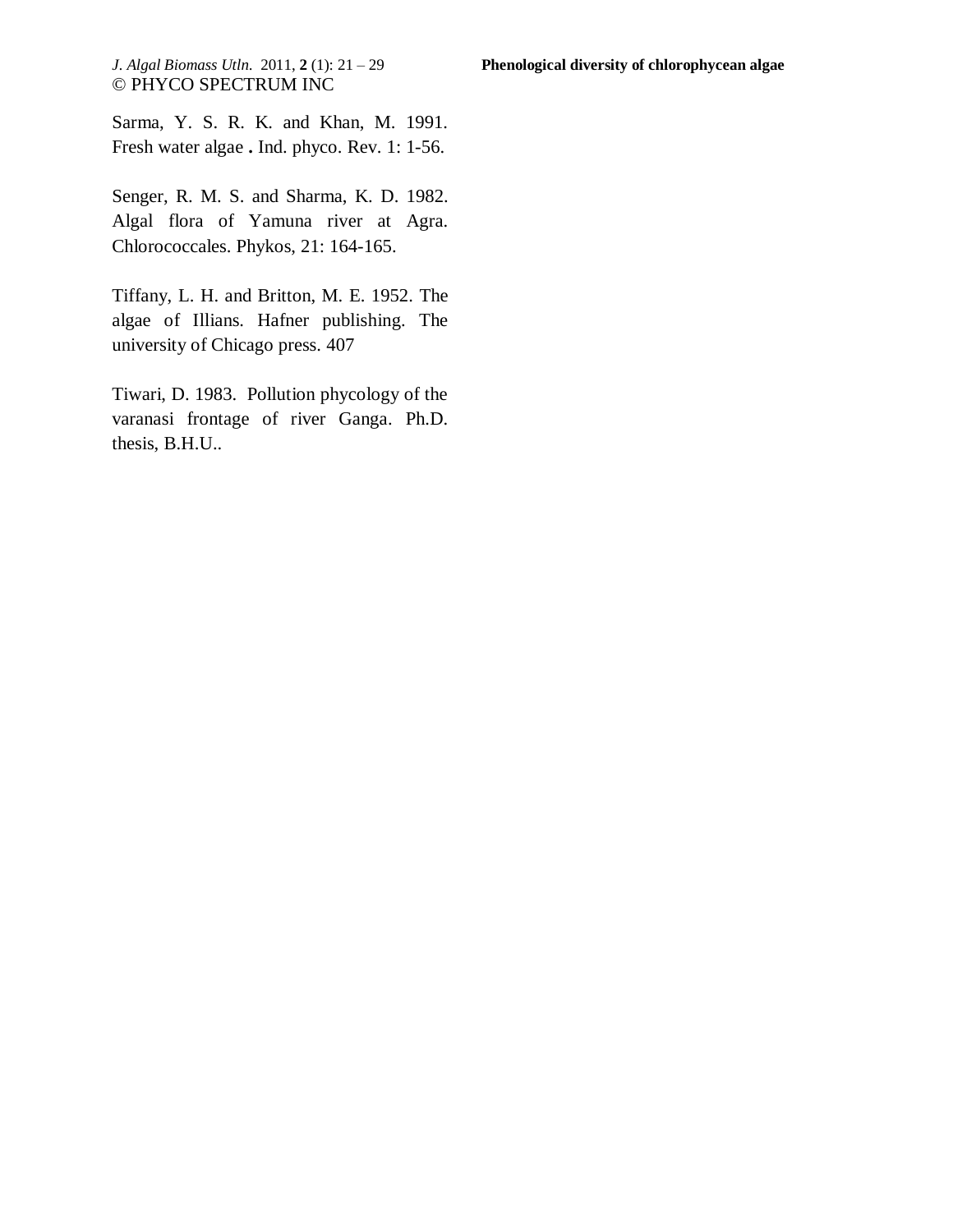Sarma, Y. S. R. K. and Khan, M. 1991. Fresh water algae **.** Ind. phyco. Rev. 1: 1-56.

Senger, R. M. S. and Sharma, K. D. 1982. Algal flora of Yamuna river at Agra. Chlorococcales. Phykos, 21: 164-165.

Tiffany, L. H. and Britton, M. E. 1952. The algae of Illians. Hafner publishing. The university of Chicago press. 407

Tiwari, D. 1983. Pollution phycology of the varanasi frontage of river Ganga. Ph.D. thesis, B.H.U..